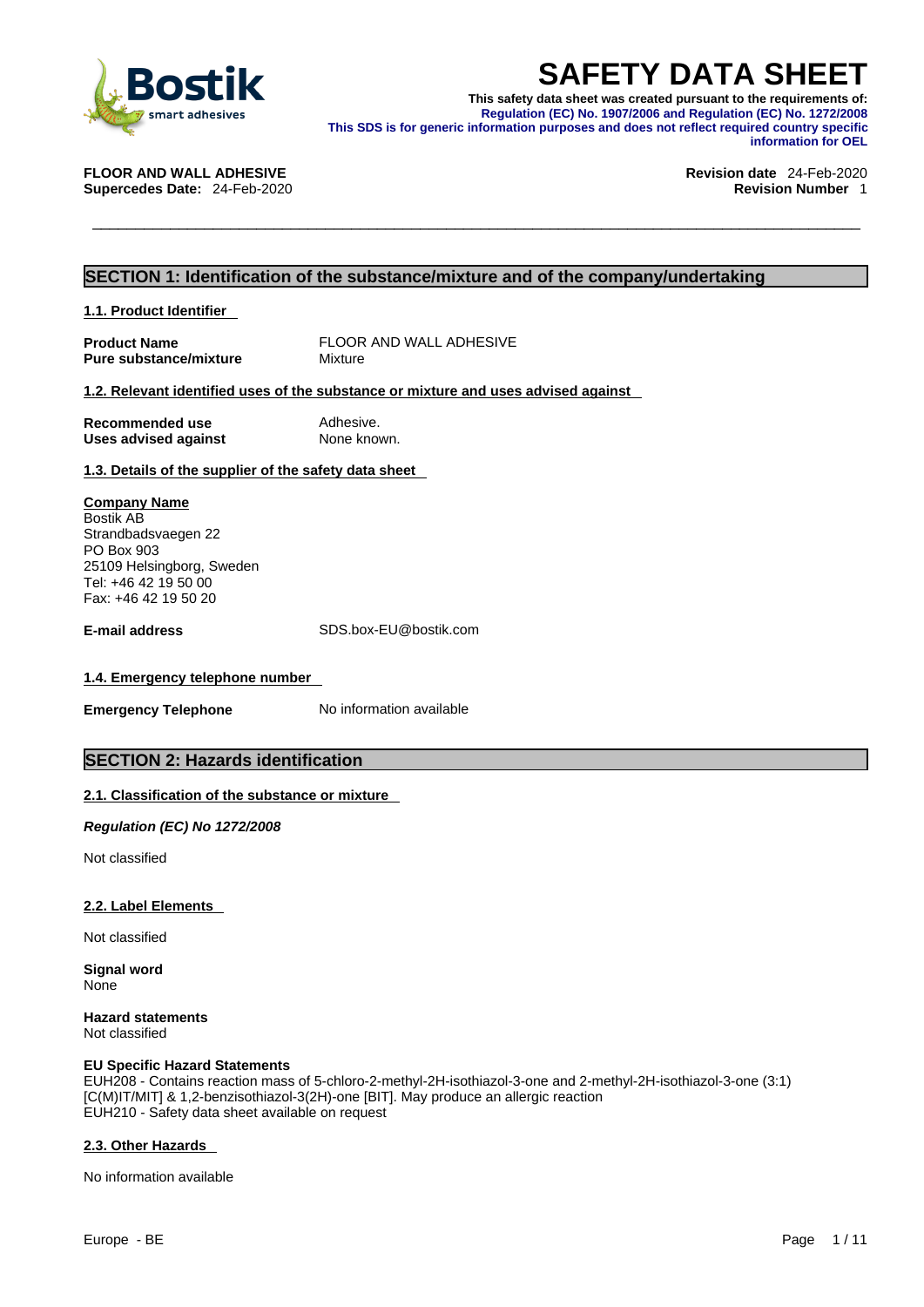# SAFETY DATA SHEET

**This safety data sheet was created pursuant to the requirements of:**
**Regulation (EC) No. 1907/2006 and Regulation (EC) No. 1272/2008**
**This SDS is for generic information purposes and does not reflect required country specific information for OEL**

**FLOOR AND WALL ADHESIVE**
**Supercedes Date:** 24-Feb-2020

**Revision date** 24-Feb-2020
**Revision Number** 1

## SECTION 1: Identification of the substance/mixture and of the company/undertaking

### 1.1. Product Identifier

| | |
|---|---|
| **Product Name** | FLOOR AND WALL ADHESIVE |
| **Pure substance/mixture** | Mixture |

### 1.2. Relevant identified uses of the substance or mixture and uses advised against

| | |
|---|---|
| **Recommended use** | Adhesive. |
| **Uses advised against** | None known. |

### 1.3. Details of the supplier of the safety data sheet

**Company Name**
Bostik AB
Strandbadsvaegen 22
PO Box 903
25109 Helsingborg, Sweden
Tel: +46 42 19 50 00
Fax: +46 42 19 50 20

**E-mail address** SDS.box-EU@bostik.com

### 1.4. Emergency telephone number

**Emergency Telephone** No information available

## SECTION 2: Hazards identification

### 2.1. Classification of the substance or mixture

***Regulation (EC) No 1272/2008***

Not classified

### 2.2. Label Elements

Not classified

**Signal word**
None

**Hazard statements**
Not classified

**EU Specific Hazard Statements**
EUH208 - Contains reaction mass of 5-chloro-2-methyl-2H-isothiazol-3-one and 2-methyl-2H-isothiazol-3-one (3:1) [C(M)IT/MIT] & 1,2-benzisothiazol-3(2H)-one [BIT]. May produce an allergic reaction
EUH210 - Safety data sheet available on request

### 2.3. Other Hazards

No information available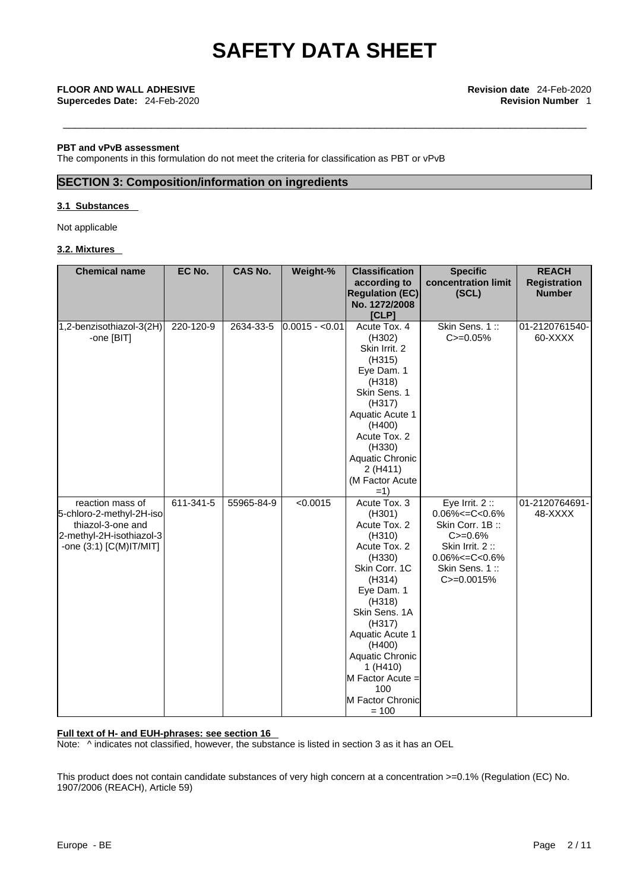**PBT and vPvB assessment**

The components in this formulation do not meet the criteria for classification as PBT or vPvB

## SECTION 3: Composition/information on ingredients

### 3.1 Substances

Not applicable

### 3.2. Mixtures

| Chemical name | EC No. | CAS No. | Weight-% | Classification according to Regulation (EC) No. 1272/2008 [CLP] | Specific concentration limit (SCL) | REACH Registration Number |
|---|---|---|---|---|---|---|
| 1,2-benzisothiazol-3(2H)-one [BIT] | 220-120-9 | 2634-33-5 | 0.0015 - <0.01 | Acute Tox. 4 (H302) Skin Irrit. 2 (H315) Eye Dam. 1 (H318) Skin Sens. 1 (H317) Aquatic Acute 1 (H400) Acute Tox. 2 (H330) Aquatic Chronic 2 (H411) (M Factor Acute =1) | Skin Sens. 1 :: C>=0.05% | 01-2120761540-60-XXXX |
| reaction mass of 5-chloro-2-methyl-2H-isothiazol-3-one and 2-methyl-2H-isothiazol-3-one (3:1) [C(M)IT/MIT] | 611-341-5 | 55965-84-9 | <0.0015 | Acute Tox. 3 (H301) Acute Tox. 2 (H310) Acute Tox. 2 (H330) Skin Corr. 1C (H314) Eye Dam. 1 (H318) Skin Sens. 1A (H317) Aquatic Acute 1 (H400) Aquatic Chronic 1 (H410) M Factor Acute = 100 M Factor Chronic = 100 | Eye Irrit. 2 :: 0.06%<=C<0.6% Skin Corr. 1B :: C>=0.6% Skin Irrit. 2 :: 0.06%<=C<0.6% Skin Sens. 1 :: C>=0.0015% | 01-2120764691-48-XXXX |

**Full text of H- and EUH-phrases: see section 16**

Note: ^ indicates not classified, however, the substance is listed in section 3 as it has an OEL

This product does not contain candidate substances of very high concern at a concentration >=0.1% (Regulation (EC) No. 1907/2006 (REACH), Article 59)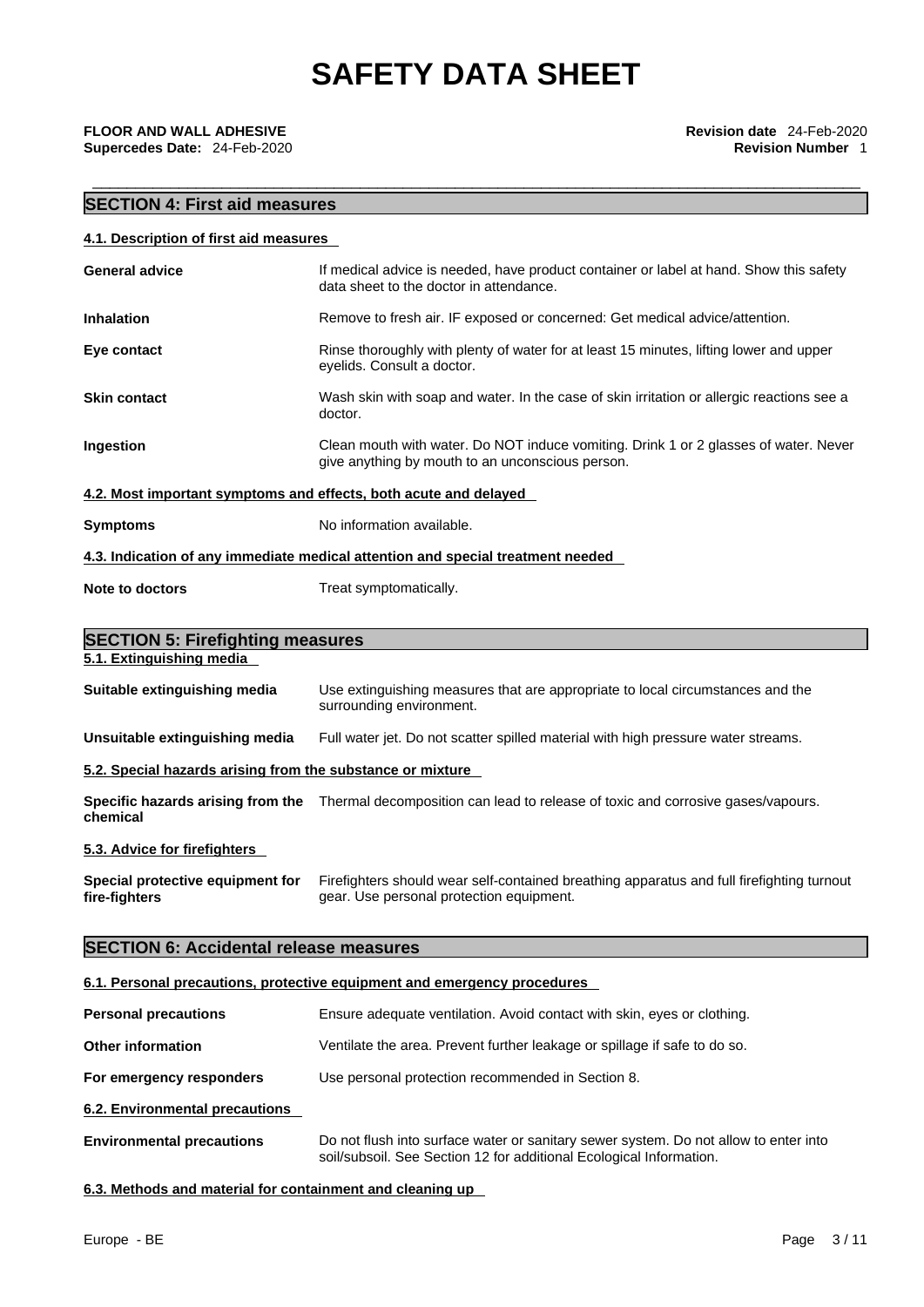## SECTION 4: First aid measures

### 4.1. Description of first aid measures

| | |
|---|---|
| **General advice** | If medical advice is needed, have product container or label at hand. Show this safety data sheet to the doctor in attendance. |
| **Inhalation** | Remove to fresh air. IF exposed or concerned: Get medical advice/attention. |
| **Eye contact** | Rinse thoroughly with plenty of water for at least 15 minutes, lifting lower and upper eyelids. Consult a doctor. |
| **Skin contact** | Wash skin with soap and water. In the case of skin irritation or allergic reactions see a doctor. |
| **Ingestion** | Clean mouth with water. Do NOT induce vomiting. Drink 1 or 2 glasses of water. Never give anything by mouth to an unconscious person. |

### 4.2. Most important symptoms and effects, both acute and delayed

| | |
|---|---|
| **Symptoms** | No information available. |

### 4.3. Indication of any immediate medical attention and special treatment needed

| | |
|---|---|
| **Note to doctors** | Treat symptomatically. |

## SECTION 5: Firefighting measures

### 5.1. Extinguishing media

| | |
|---|---|
| **Suitable extinguishing media** | Use extinguishing measures that are appropriate to local circumstances and the surrounding environment. |
| **Unsuitable extinguishing media** | Full water jet. Do not scatter spilled material with high pressure water streams. |

### 5.2. Special hazards arising from the substance or mixture

| | |
|---|---|
| **Specific hazards arising from the chemical** | Thermal decomposition can lead to release of toxic and corrosive gases/vapours. |

### 5.3. Advice for firefighters

| | |
|---|---|
| **Special protective equipment for fire-fighters** | Firefighters should wear self-contained breathing apparatus and full firefighting turnout gear. Use personal protection equipment. |

## SECTION 6: Accidental release measures

### 6.1. Personal precautions, protective equipment and emergency procedures

| | |
|---|---|
| **Personal precautions** | Ensure adequate ventilation. Avoid contact with skin, eyes or clothing. |
| **Other information** | Ventilate the area. Prevent further leakage or spillage if safe to do so. |
| **For emergency responders** | Use personal protection recommended in Section 8. |

### 6.2. Environmental precautions

| | |
|---|---|
| **Environmental precautions** | Do not flush into surface water or sanitary sewer system. Do not allow to enter into soil/subsoil. See Section 12 for additional Ecological Information. |

### 6.3. Methods and material for containment and cleaning up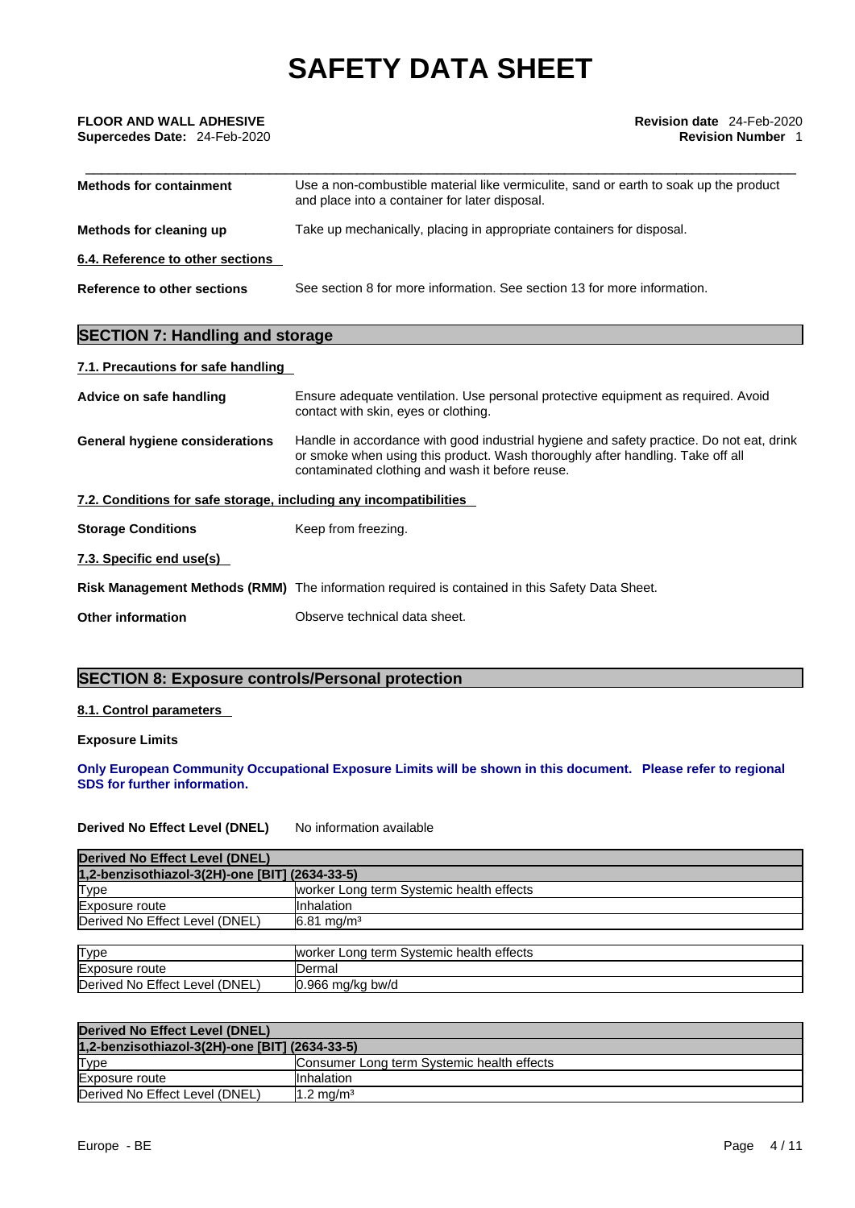| | |
|---|---|
| **Methods for containment** | Use a non-combustible material like vermiculite, sand or earth to soak up the product and place into a container for later disposal. |
| **Methods for cleaning up** | Take up mechanically, placing in appropriate containers for disposal. |

**6.4. Reference to other sections**

| | |
|---|---|
| **Reference to other sections** | See section 8 for more information. See section 13 for more information. |

## SECTION 7: Handling and storage

**7.1. Precautions for safe handling**

| | |
|---|---|
| **Advice on safe handling** | Ensure adequate ventilation. Use personal protective equipment as required. Avoid contact with skin, eyes or clothing. |
| **General hygiene considerations** | Handle in accordance with good industrial hygiene and safety practice. Do not eat, drink or smoke when using this product. Wash thoroughly after handling. Take off all contaminated clothing and wash it before reuse. |

**7.2. Conditions for safe storage, including any incompatibilities**

| | |
|---|---|
| **Storage Conditions** | Keep from freezing. |

**7.3. Specific end use(s)**

| | |
|---|---|
| **Risk Management Methods (RMM)** | The information required is contained in this Safety Data Sheet. |
| **Other information** | Observe technical data sheet. |

## SECTION 8: Exposure controls/Personal protection

**8.1. Control parameters**

**Exposure Limits**

**Only European Community Occupational Exposure Limits will be shown in this document. Please refer to regional SDS for further information.**

**Derived No Effect Level (DNEL)** No information available

| **Derived No Effect Level (DNEL)** | |
|---|---|
| **1,2-benzisothiazol-3(2H)-one [BIT] (2634-33-5)** | |
| Type | worker Long term Systemic health effects |
| Exposure route | Inhalation |
| Derived No Effect Level (DNEL) | 6.81 mg/m³ |

| | |
|---|---|
| Type | worker Long term Systemic health effects |
| Exposure route | Dermal |
| Derived No Effect Level (DNEL) | 0.966 mg/kg bw/d |

| **Derived No Effect Level (DNEL)** | |
|---|---|
| **1,2-benzisothiazol-3(2H)-one [BIT] (2634-33-5)** | |
| Type | Consumer Long term Systemic health effects |
| Exposure route | Inhalation |
| Derived No Effect Level (DNEL) | 1.2 mg/m³ |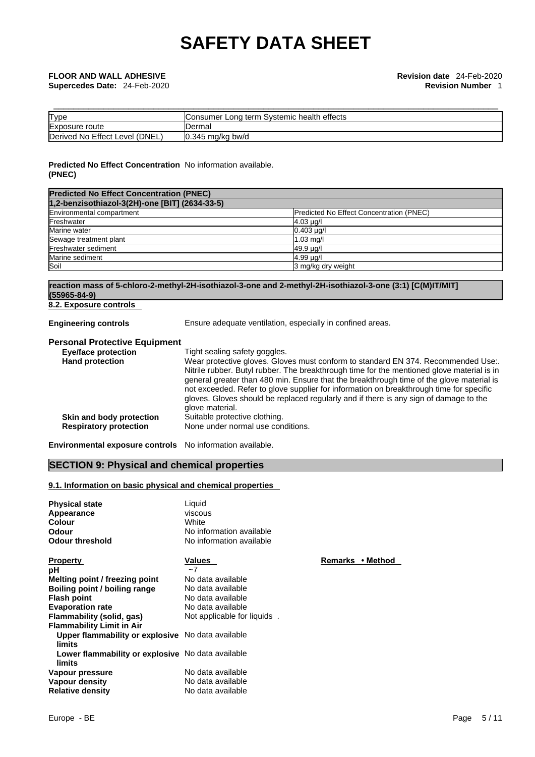| Type | Consumer Long term Systemic health effects |
| --- | --- |
| Exposure route | Dermal |
| Derived No Effect Level (DNEL) | 0.345 mg/kg bw/d |

**Predicted No Effect Concentration (PNEC)** No information available.

| Predicted No Effect Concentration (PNEC) | |
| --- | --- |
| **1,2-benzisothiazol-3(2H)-one [BIT] (2634-33-5)** | |
| Environmental compartment | Predicted No Effect Concentration (PNEC) |
| Freshwater | 4.03 µg/l |
| Marine water | 0.403 µg/l |
| Sewage treatment plant | 1.03 mg/l |
| Freshwater sediment | 49.9 µg/l |
| Marine sediment | 4.99 µg/l |
| Soil | 3 mg/kg dry weight |

**reaction mass of 5-chloro-2-methyl-2H-isothiazol-3-one and 2-methyl-2H-isothiazol-3-one (3:1) [C(M)IT/MIT] (55965-84-9)**

### 8.2. Exposure controls

**Engineering controls** Ensure adequate ventilation, especially in confined areas.

### Personal Protective Equipment

**Eye/face protection** Tight sealing safety goggles.

**Hand protection** Wear protective gloves. Gloves must conform to standard EN 374. Recommended Use:. Nitrile rubber. Butyl rubber. The breakthrough time for the mentioned glove material is in general greater than 480 min. Ensure that the breakthrough time of the glove material is not exceeded. Refer to glove supplier for information on breakthrough time for specific gloves. Gloves should be replaced regularly and if there is any sign of damage to the glove material.

**Skin and body protection** Suitable protective clothing.

**Respiratory protection** None under normal use conditions.

**Environmental exposure controls** No information available.

## SECTION 9: Physical and chemical properties

### 9.1. Information on basic physical and chemical properties

**Physical state** Liquid
**Appearance** viscous
**Colour** White
**Odour** No information available
**Odour threshold** No information available

| Property | Values | Remarks • Method |
| --- | --- | --- |
| **pH** | ~7 | |
| **Melting point / freezing point** | No data available | |
| **Boiling point / boiling range** | No data available | |
| **Flash point** | No data available | |
| **Evaporation rate** | No data available | |
| **Flammability (solid, gas)** | Not applicable for liquids . | |
| **Flammability Limit in Air** | | |
| **Upper flammability or explosive limits** | No data available | |
| **Lower flammability or explosive limits** | No data available | |
| **Vapour pressure** | No data available | |
| **Vapour density** | No data available | |
| **Relative density** | No data available | |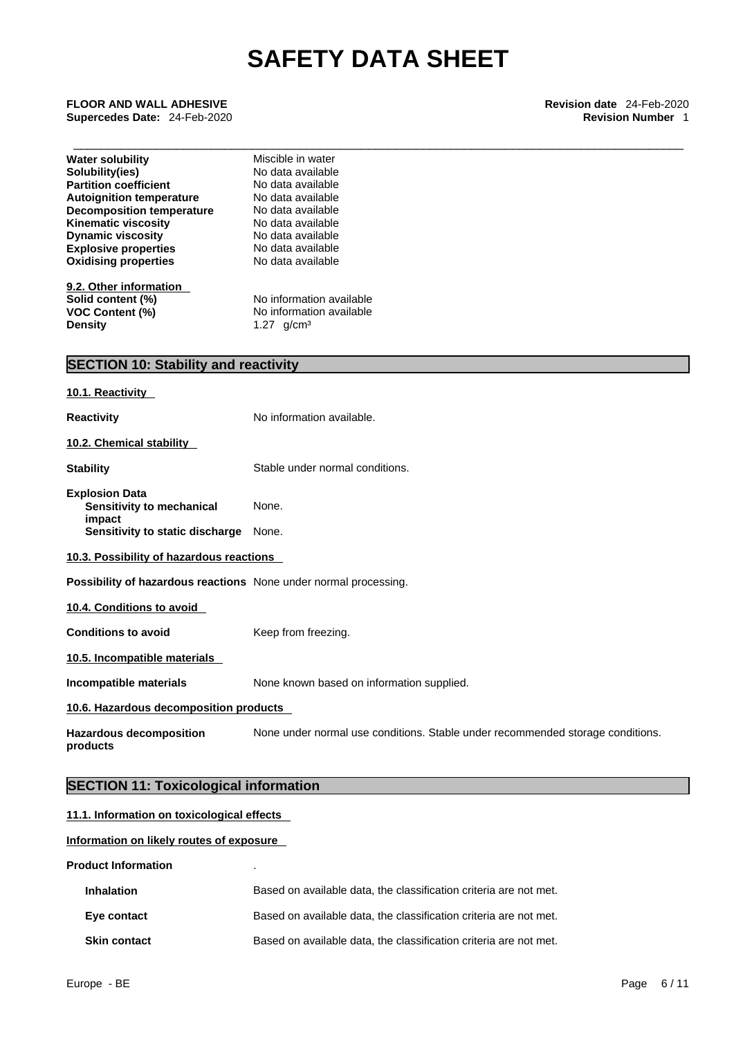| | |
|---|---|
| **Water solubility** | Miscible in water |
| **Solubility(ies)** | No data available |
| **Partition coefficient** | No data available |
| **Autoignition temperature** | No data available |
| **Decomposition temperature** | No data available |
| **Kinematic viscosity** | No data available |
| **Dynamic viscosity** | No data available |
| **Explosive properties** | No data available |
| **Oxidising properties** | No data available |

**9.2. Other information**

| | |
|---|---|
| **Solid content (%)** | No information available |
| **VOC Content (%)** | No information available |
| **Density** | 1.27 g/cm³ |

## SECTION 10: Stability and reactivity

**10.1. Reactivity**

**Reactivity** No information available.

**10.2. Chemical stability**

**Stability** Stable under normal conditions.

**Explosion Data**
**Sensitivity to mechanical impact** None.
**Sensitivity to static discharge** None.

**10.3. Possibility of hazardous reactions**

**Possibility of hazardous reactions** None under normal processing.

**10.4. Conditions to avoid**

**Conditions to avoid** Keep from freezing.

**10.5. Incompatible materials**

**Incompatible materials** None known based on information supplied.

**10.6. Hazardous decomposition products**

**Hazardous decomposition products** None under normal use conditions. Stable under recommended storage conditions.

## SECTION 11: Toxicological information

**11.1. Information on toxicological effects**

**Information on likely routes of exposure**

**Product Information** .

| | |
|---|---|
| **Inhalation** | Based on available data, the classification criteria are not met. |
| **Eye contact** | Based on available data, the classification criteria are not met. |
| **Skin contact** | Based on available data, the classification criteria are not met. |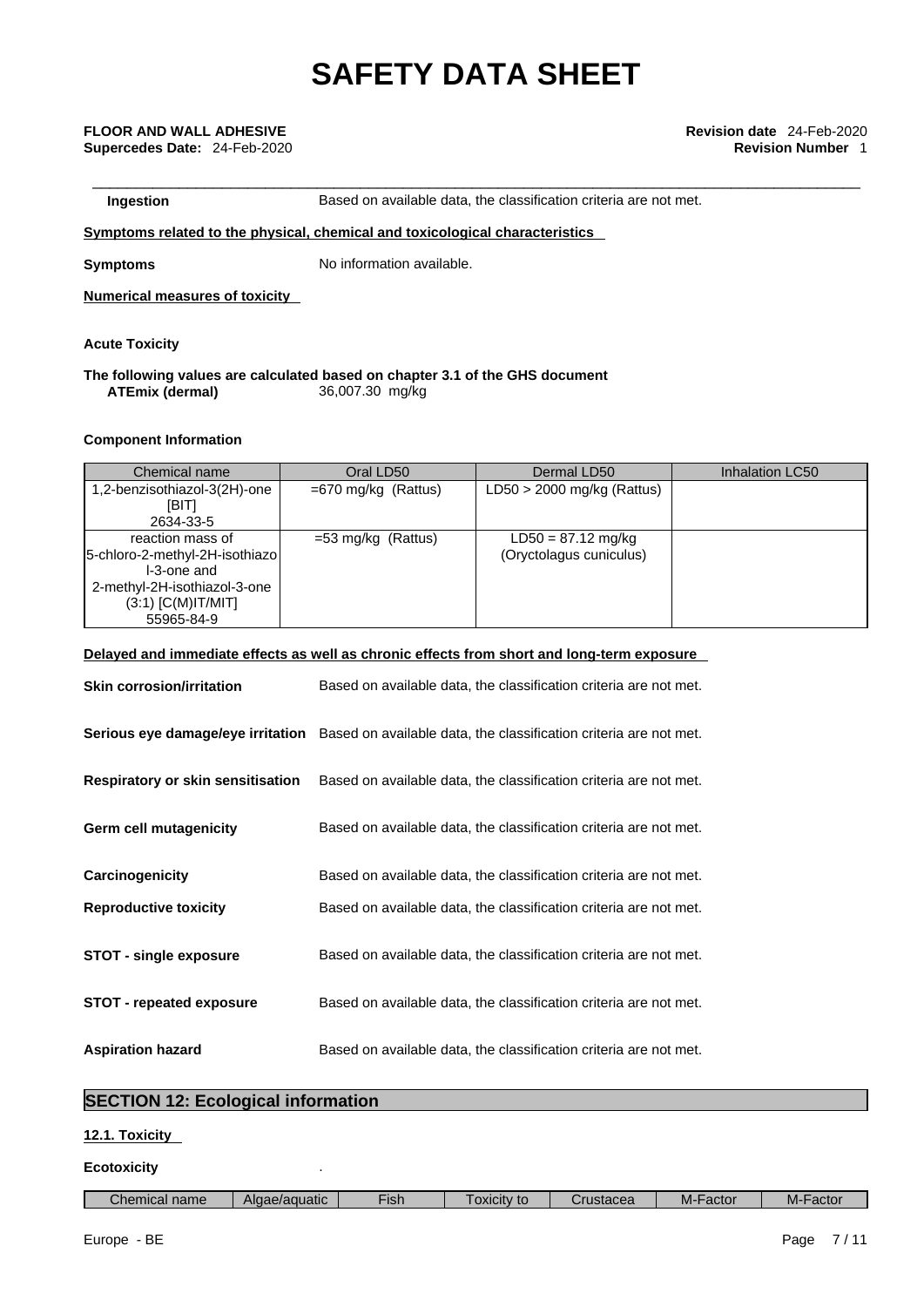**Ingestion** Based on available data, the classification criteria are not met.

**Symptoms related to the physical, chemical and toxicological characteristics**

**Symptoms** No information available.

**Numerical measures of toxicity**

**Acute Toxicity**

**The following values are calculated based on chapter 3.1 of the GHS document**

**ATEmix (dermal)** 36,007.30 mg/kg

**Component Information**

| Chemical name | Oral LD50 | Dermal LD50 | Inhalation LC50 |
|---|---|---|---|
| 1,2-benzisothiazol-3(2H)-one [BIT] 2634-33-5 | =670 mg/kg (Rattus) | LD50 > 2000 mg/kg (Rattus) | |
| reaction mass of 5-chloro-2-methyl-2H-isothiazol-3-one and 2-methyl-2H-isothiazol-3-one (3:1) [C(M)IT/MIT] 55965-84-9 | =53 mg/kg (Rattus) | LD50 = 87.12 mg/kg (Oryctolagus cuniculus) | |

**Delayed and immediate effects as well as chronic effects from short and long-term exposure**

**Skin corrosion/irritation** Based on available data, the classification criteria are not met.

**Serious eye damage/eye irritation** Based on available data, the classification criteria are not met.

**Respiratory or skin sensitisation** Based on available data, the classification criteria are not met.

**Germ cell mutagenicity** Based on available data, the classification criteria are not met.

**Carcinogenicity** Based on available data, the classification criteria are not met.

**Reproductive toxicity** Based on available data, the classification criteria are not met.

**STOT - single exposure** Based on available data, the classification criteria are not met.

**STOT - repeated exposure** Based on available data, the classification criteria are not met.

**Aspiration hazard** Based on available data, the classification criteria are not met.

## SECTION 12: Ecological information

**12.1. Toxicity**

**Ecotoxicity** .

| Chemical name | Algae/aquatic | Fish | Toxicity to | Crustacea | M-Factor | M-Factor |
|---|---|---|---|---|---|---|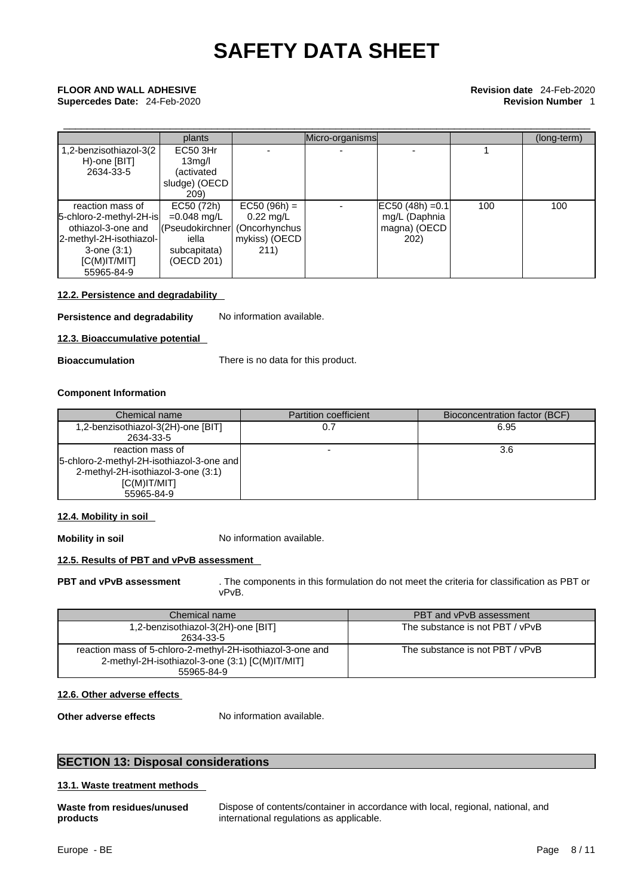| | plants | | Micro-organisms | | | (long-term) |
|---|---|---|---|---|---|---|
| 1,2-benzisothiazol-3(2H)-one [BIT] 2634-33-5 | EC50 3Hr 13mg/l (activated sludge) (OECD 209) | - | - | - | 1 | |
| reaction mass of 5-chloro-2-methyl-2H-isothiazol-3-one and 2-methyl-2H-isothiazol-3-one (3:1) [C(M)IT/MIT] 55965-84-9 | EC50 (72h) =0.048 mg/L (Pseudokirchneriella subcapitata) (OECD 201) | EC50 (96h) = 0.22 mg/L (Oncorhynchus mykiss) (OECD 211) | - | EC50 (48h) =0.1 mg/L (Daphnia magna) (OECD 202) | 100 | 100 |

**12.2. Persistence and degradability**

**Persistence and degradability** No information available.

**12.3. Bioaccumulative potential**

**Bioaccumulation** There is no data for this product.

**Component Information**

| Chemical name | Partition coefficient | Bioconcentration factor (BCF) |
|---|---|---|
| 1,2-benzisothiazol-3(2H)-one [BIT] 2634-33-5 | 0.7 | 6.95 |
| reaction mass of 5-chloro-2-methyl-2H-isothiazol-3-one and 2-methyl-2H-isothiazol-3-one (3:1) [C(M)IT/MIT] 55965-84-9 | - | 3.6 |

**12.4. Mobility in soil**

**Mobility in soil** No information available.

**12.5. Results of PBT and vPvB assessment**

**PBT and vPvB assessment** . The components in this formulation do not meet the criteria for classification as PBT or vPvB.

| Chemical name | PBT and vPvB assessment |
|---|---|
| 1,2-benzisothiazol-3(2H)-one [BIT] 2634-33-5 | The substance is not PBT / vPvB |
| reaction mass of 5-chloro-2-methyl-2H-isothiazol-3-one and 2-methyl-2H-isothiazol-3-one (3:1) [C(M)IT/MIT] 55965-84-9 | The substance is not PBT / vPvB |

**12.6. Other adverse effects**

**Other adverse effects** No information available.

## SECTION 13: Disposal considerations

**13.1. Waste treatment methods**

**Waste from residues/unused products** Dispose of contents/container in accordance with local, regional, national, and international regulations as applicable.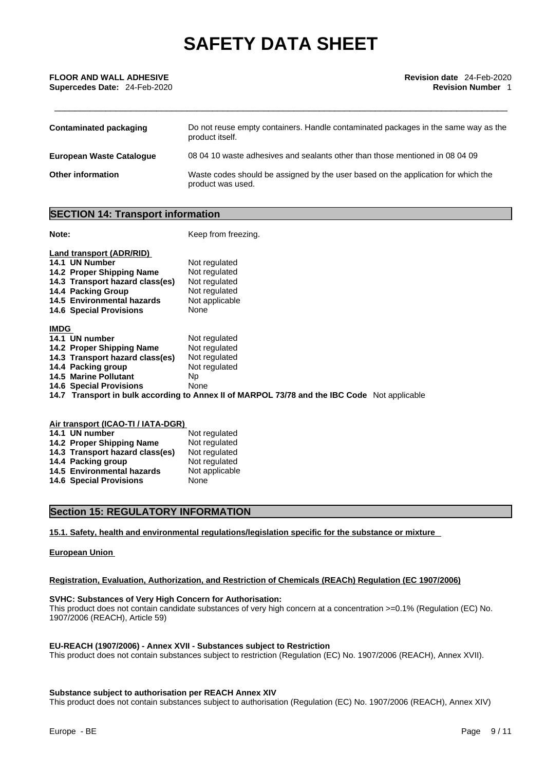| | |
|---|---|
| **Contaminated packaging** | Do not reuse empty containers. Handle contaminated packages in the same way as the product itself. |
| **European Waste Catalogue** | 08 04 10 waste adhesives and sealants other than those mentioned in 08 04 09 |
| **Other information** | Waste codes should be assigned by the user based on the application for which the product was used. |

## SECTION 14: Transport information

**Note:** Keep from freezing.

**Land transport (ADR/RID)**

| | |
|---|---|
| **14.1 UN Number** | Not regulated |
| **14.2 Proper Shipping Name** | Not regulated |
| **14.3 Transport hazard class(es)** | Not regulated |
| **14.4 Packing Group** | Not regulated |
| **14.5 Environmental hazards** | Not applicable |
| **14.6 Special Provisions** | None |

**IMDG**

| | |
|---|---|
| **14.1 UN number** | Not regulated |
| **14.2 Proper Shipping Name** | Not regulated |
| **14.3 Transport hazard class(es)** | Not regulated |
| **14.4 Packing group** | Not regulated |
| **14.5 Marine Pollutant** | Np |
| **14.6 Special Provisions** | None |

**14.7 Transport in bulk according to Annex II of MARPOL 73/78 and the IBC Code** Not applicable

**Air transport (ICAO-TI / IATA-DGR)**

| | |
|---|---|
| **14.1 UN number** | Not regulated |
| **14.2 Proper Shipping Name** | Not regulated |
| **14.3 Transport hazard class(es)** | Not regulated |
| **14.4 Packing group** | Not regulated |
| **14.5 Environmental hazards** | Not applicable |
| **14.6 Special Provisions** | None |

## Section 15: REGULATORY INFORMATION

**15.1. Safety, health and environmental regulations/legislation specific for the substance or mixture**

**European Union**

**Registration, Evaluation, Authorization, and Restriction of Chemicals (REACh) Regulation (EC 1907/2006)**

**SVHC: Substances of Very High Concern for Authorisation:**
This product does not contain candidate substances of very high concern at a concentration >=0.1% (Regulation (EC) No. 1907/2006 (REACH), Article 59)

**EU-REACH (1907/2006) - Annex XVII - Substances subject to Restriction**
This product does not contain substances subject to restriction (Regulation (EC) No. 1907/2006 (REACH), Annex XVII).

**Substance subject to authorisation per REACH Annex XIV**
This product does not contain substances subject to authorisation (Regulation (EC) No. 1907/2006 (REACH), Annex XIV)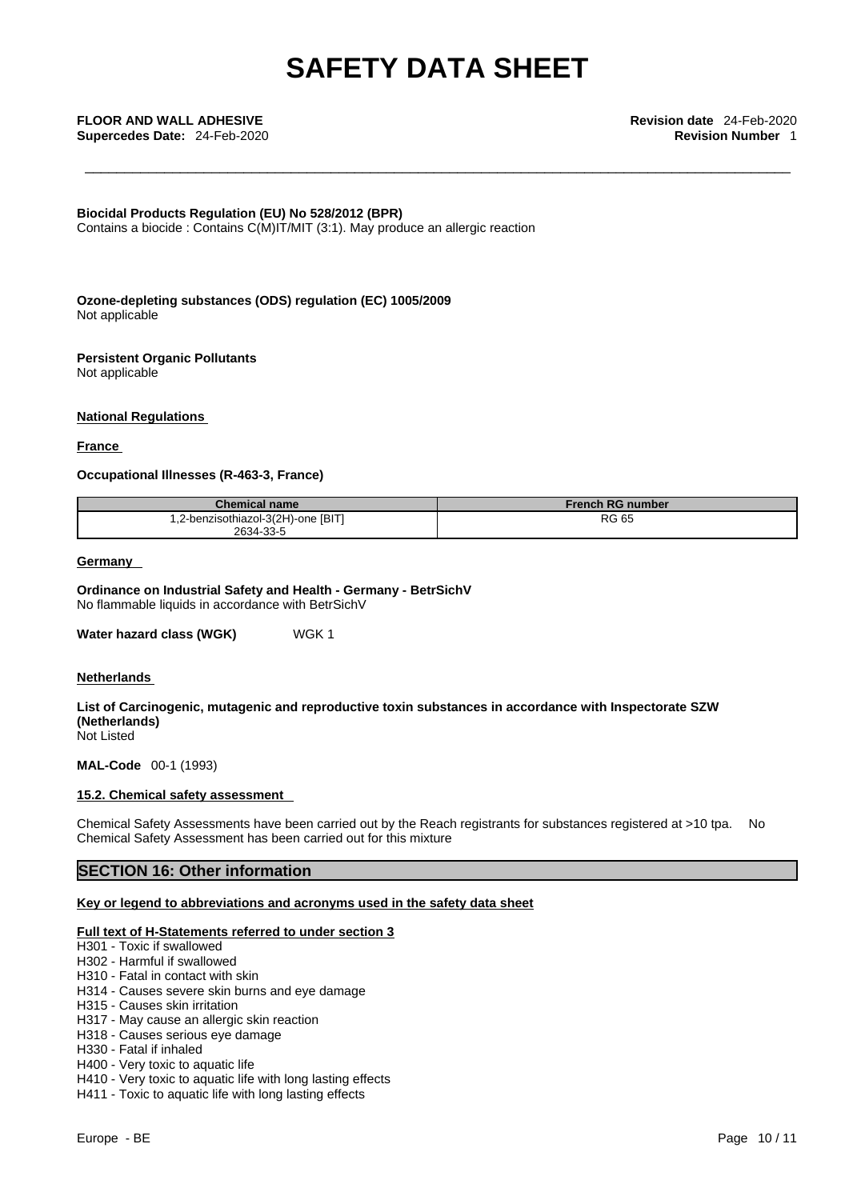**Biocidal Products Regulation (EU) No 528/2012 (BPR)**
Contains a biocide : Contains C(M)IT/MIT (3:1). May produce an allergic reaction

**Ozone-depleting substances (ODS) regulation (EC) 1005/2009**
Not applicable

**Persistent Organic Pollutants**
Not applicable

**National Regulations**

**France**

**Occupational Illnesses (R-463-3, France)**

| Chemical name | French RG number |
|---|---|
| 1,2-benzisothiazol-3(2H)-one [BIT] 2634-33-5 | RG 65 |

**Germany**

**Ordinance on Industrial Safety and Health - Germany - BetrSichV**
No flammable liquids in accordance with BetrSichV

**Water hazard class (WGK)** WGK 1

**Netherlands**

**List of Carcinogenic, mutagenic and reproductive toxin substances in accordance with Inspectorate SZW (Netherlands)**
Not Listed

**MAL-Code** 00-1 (1993)

**15.2. Chemical safety assessment**

Chemical Safety Assessments have been carried out by the Reach registrants for substances registered at >10 tpa. No Chemical Safety Assessment has been carried out for this mixture

## SECTION 16: Other information

**Key or legend to abbreviations and acronyms used in the safety data sheet**

**Full text of H-Statements referred to under section 3**

H301 - Toxic if swallowed
H302 - Harmful if swallowed
H310 - Fatal in contact with skin
H314 - Causes severe skin burns and eye damage
H315 - Causes skin irritation
H317 - May cause an allergic skin reaction
H318 - Causes serious eye damage
H330 - Fatal if inhaled
H400 - Very toxic to aquatic life
H410 - Very toxic to aquatic life with long lasting effects
H411 - Toxic to aquatic life with long lasting effects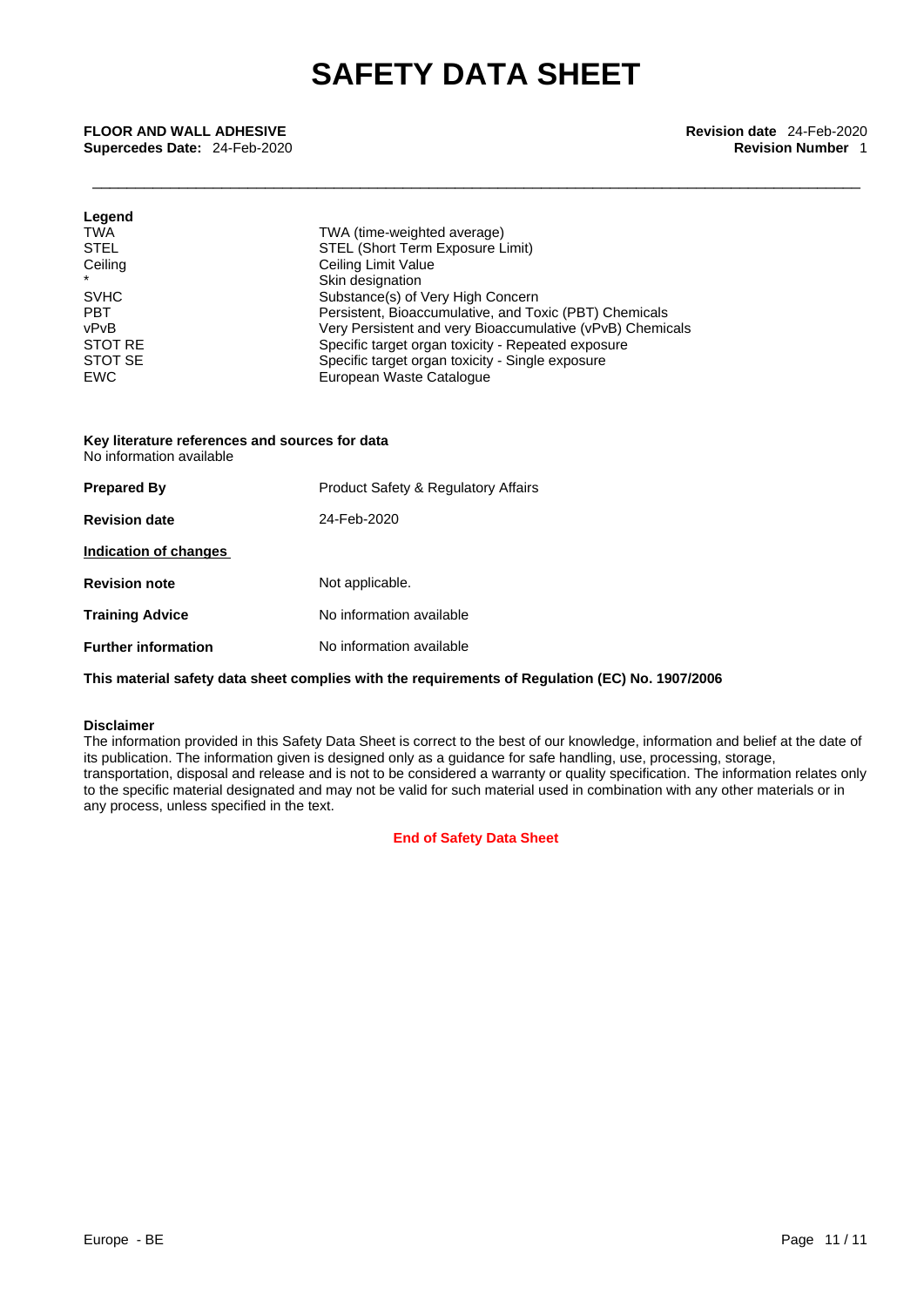**Legend**

| | |
|---|---|
| TWA | TWA (time-weighted average) |
| STEL | STEL (Short Term Exposure Limit) |
| Ceiling | Ceiling Limit Value |
| * | Skin designation |
| SVHC | Substance(s) of Very High Concern |
| PBT | Persistent, Bioaccumulative, and Toxic (PBT) Chemicals |
| vPvB | Very Persistent and very Bioaccumulative (vPvB) Chemicals |
| STOT RE | Specific target organ toxicity - Repeated exposure |
| STOT SE | Specific target organ toxicity - Single exposure |
| EWC | European Waste Catalogue |

**Key literature references and sources for data**
No information available

**Prepared By** Product Safety & Regulatory Affairs

**Revision date** 24-Feb-2020

**Indication of changes**

**Revision note** Not applicable.

**Training Advice** No information available

**Further information** No information available

**This material safety data sheet complies with the requirements of Regulation (EC) No. 1907/2006**

**Disclaimer**
The information provided in this Safety Data Sheet is correct to the best of our knowledge, information and belief at the date of its publication. The information given is designed only as a guidance for safe handling, use, processing, storage, transportation, disposal and release and is not to be considered a warranty or quality specification. The information relates only to the specific material designated and may not be valid for such material used in combination with any other materials or in any process, unless specified in the text.

**End of Safety Data Sheet**